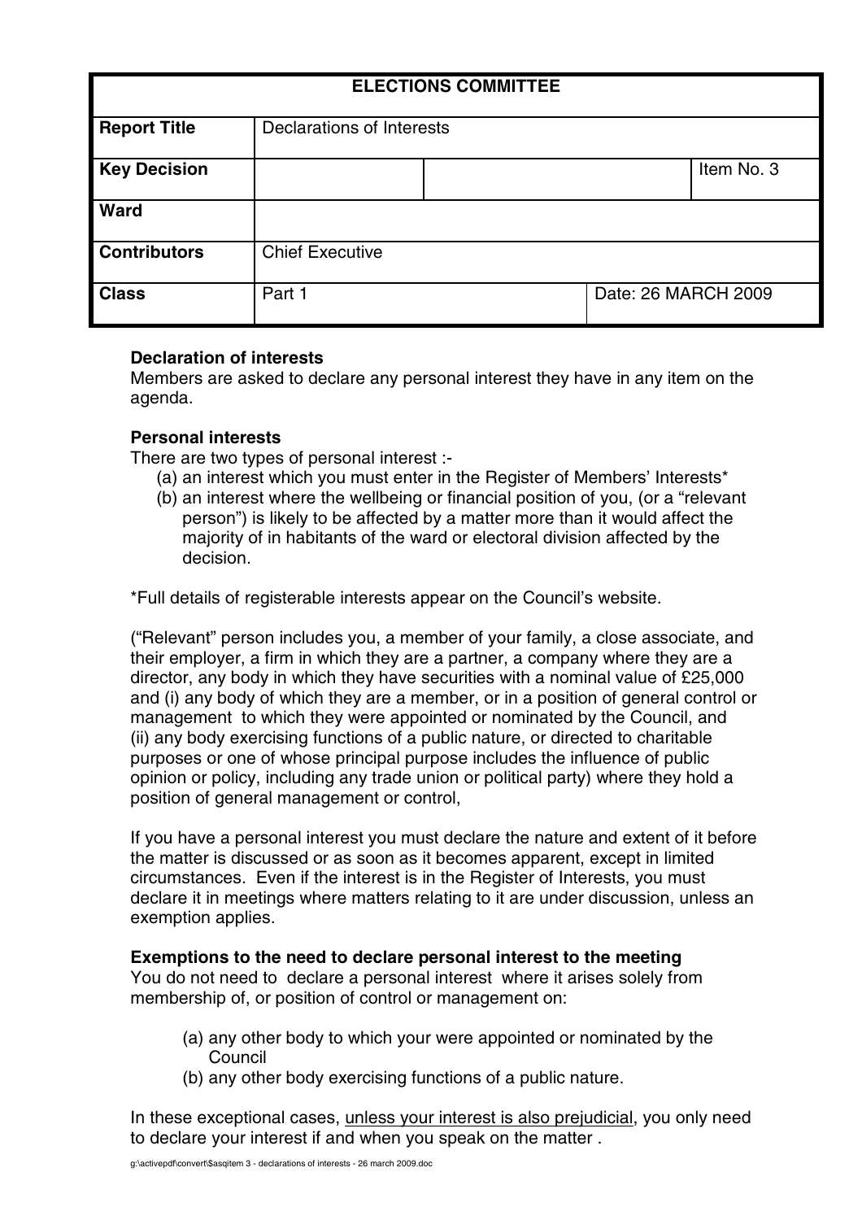| ELECTIONS COMMITTEE | | | |
|---|---|---|---|
| **Report Title** | Declarations of Interests | | |
| **Key Decision** | | | Item No. 3 |
| **Ward** | | | |
| **Contributors** | Chief Executive | | |
| **Class** | Part 1 | Date: 26 MARCH 2009 | |

**Declaration of interests**
Members are asked to declare any personal interest they have in any item on the agenda.

**Personal interests**
There are two types of personal interest :-

(a) an interest which you must enter in the Register of Members' Interests*
(b) an interest where the wellbeing or financial position of you, (or a "relevant person") is likely to be affected by a matter more than it would affect the majority of in habitants of the ward or electoral division affected by the decision.

*Full details of registerable interests appear on the Council's website.

("Relevant" person includes you, a member of your family, a close associate, and their employer, a firm in which they are a partner, a company where they are a director, any body in which they have securities with a nominal value of £25,000 and (i) any body of which they are a member, or in a position of general control or management to which they were appointed or nominated by the Council, and (ii) any body exercising functions of a public nature, or directed to charitable purposes or one of whose principal purpose includes the influence of public opinion or policy, including any trade union or political party) where they hold a position of general management or control,

If you have a personal interest you must declare the nature and extent of it before the matter is discussed or as soon as it becomes apparent, except in limited circumstances. Even if the interest is in the Register of Interests, you must declare it in meetings where matters relating to it are under discussion, unless an exemption applies.

**Exemptions to the need to declare personal interest to the meeting**
You do not need to declare a personal interest where it arises solely from membership of, or position of control or management on:

(a) any other body to which your were appointed or nominated by the Council
(b) any other body exercising functions of a public nature.

In these exceptional cases, unless your interest is also prejudicial, you only need to declare your interest if and when you speak on the matter .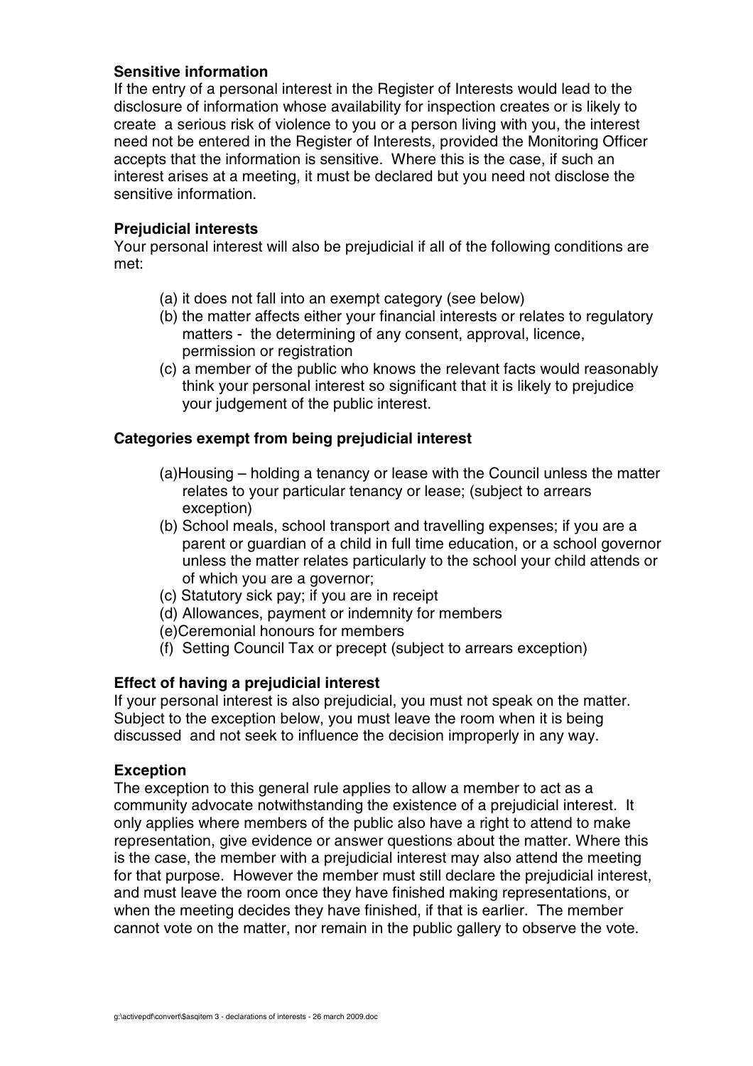**Sensitive information**

If the entry of a personal interest in the Register of Interests would lead to the disclosure of information whose availability for inspection creates or is likely to create a serious risk of violence to you or a person living with you, the interest need not be entered in the Register of Interests, provided the Monitoring Officer accepts that the information is sensitive. Where this is the case, if such an interest arises at a meeting, it must be declared but you need not disclose the sensitive information.

**Prejudicial interests**

Your personal interest will also be prejudicial if all of the following conditions are met:

(a) it does not fall into an exempt category (see below)
(b) the matter affects either your financial interests or relates to regulatory matters - the determining of any consent, approval, licence, permission or registration
(c) a member of the public who knows the relevant facts would reasonably think your personal interest so significant that it is likely to prejudice your judgement of the public interest.

**Categories exempt from being prejudicial interest**

(a) Housing – holding a tenancy or lease with the Council unless the matter relates to your particular tenancy or lease; (subject to arrears exception)
(b) School meals, school transport and travelling expenses; if you are a parent or guardian of a child in full time education, or a school governor unless the matter relates particularly to the school your child attends or of which you are a governor;
(c) Statutory sick pay; if you are in receipt
(d) Allowances, payment or indemnity for members
(e) Ceremonial honours for members
(f) Setting Council Tax or precept (subject to arrears exception)

**Effect of having a prejudicial interest**

If your personal interest is also prejudicial, you must not speak on the matter. Subject to the exception below, you must leave the room when it is being discussed and not seek to influence the decision improperly in any way.

**Exception**

The exception to this general rule applies to allow a member to act as a community advocate notwithstanding the existence of a prejudicial interest. It only applies where members of the public also have a right to attend to make representation, give evidence or answer questions about the matter. Where this is the case, the member with a prejudicial interest may also attend the meeting for that purpose. However the member must still declare the prejudicial interest, and must leave the room once they have finished making representations, or when the meeting decides they have finished, if that is earlier. The member cannot vote on the matter, nor remain in the public gallery to observe the vote.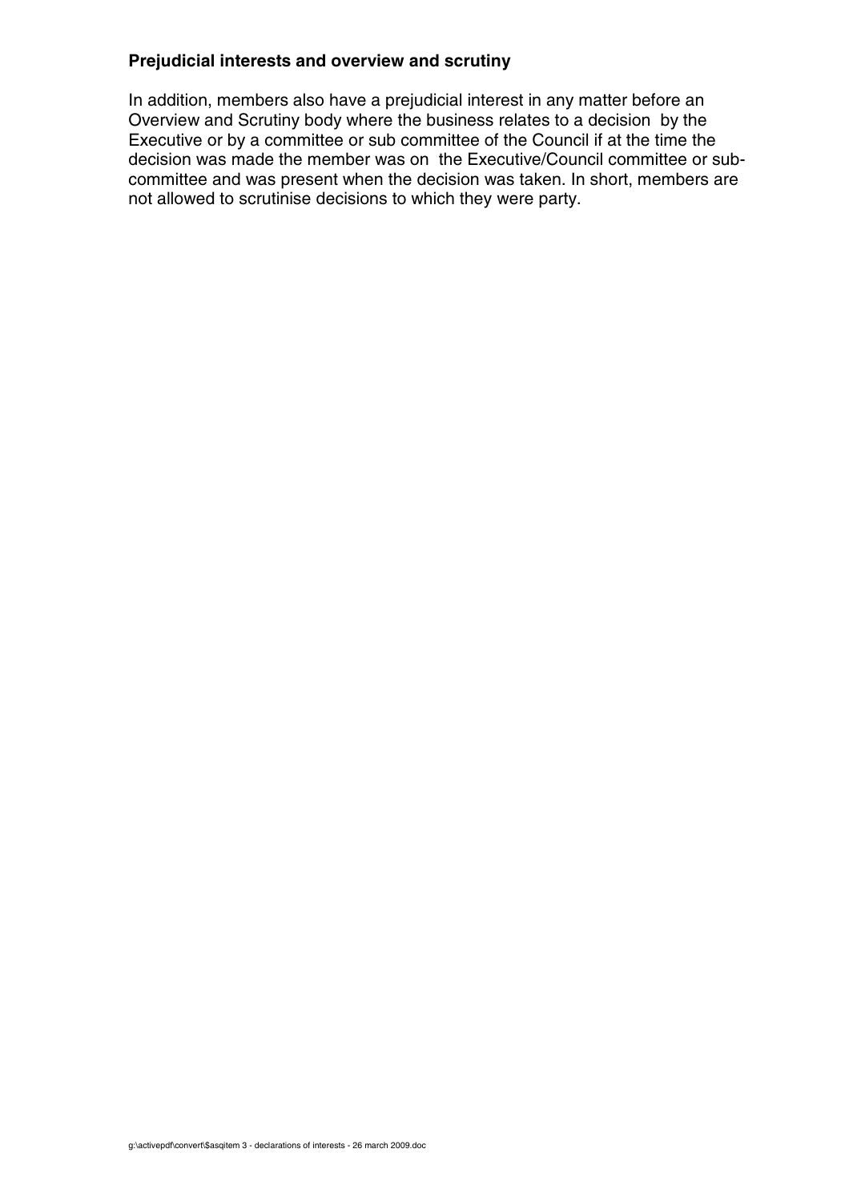**Prejudicial interests and overview and scrutiny**

In addition, members also have a prejudicial interest in any matter before an Overview and Scrutiny body where the business relates to a decision by the Executive or by a committee or sub committee of the Council if at the time the decision was made the member was on the Executive/Council committee or sub-committee and was present when the decision was taken. In short, members are not allowed to scrutinise decisions to which they were party.